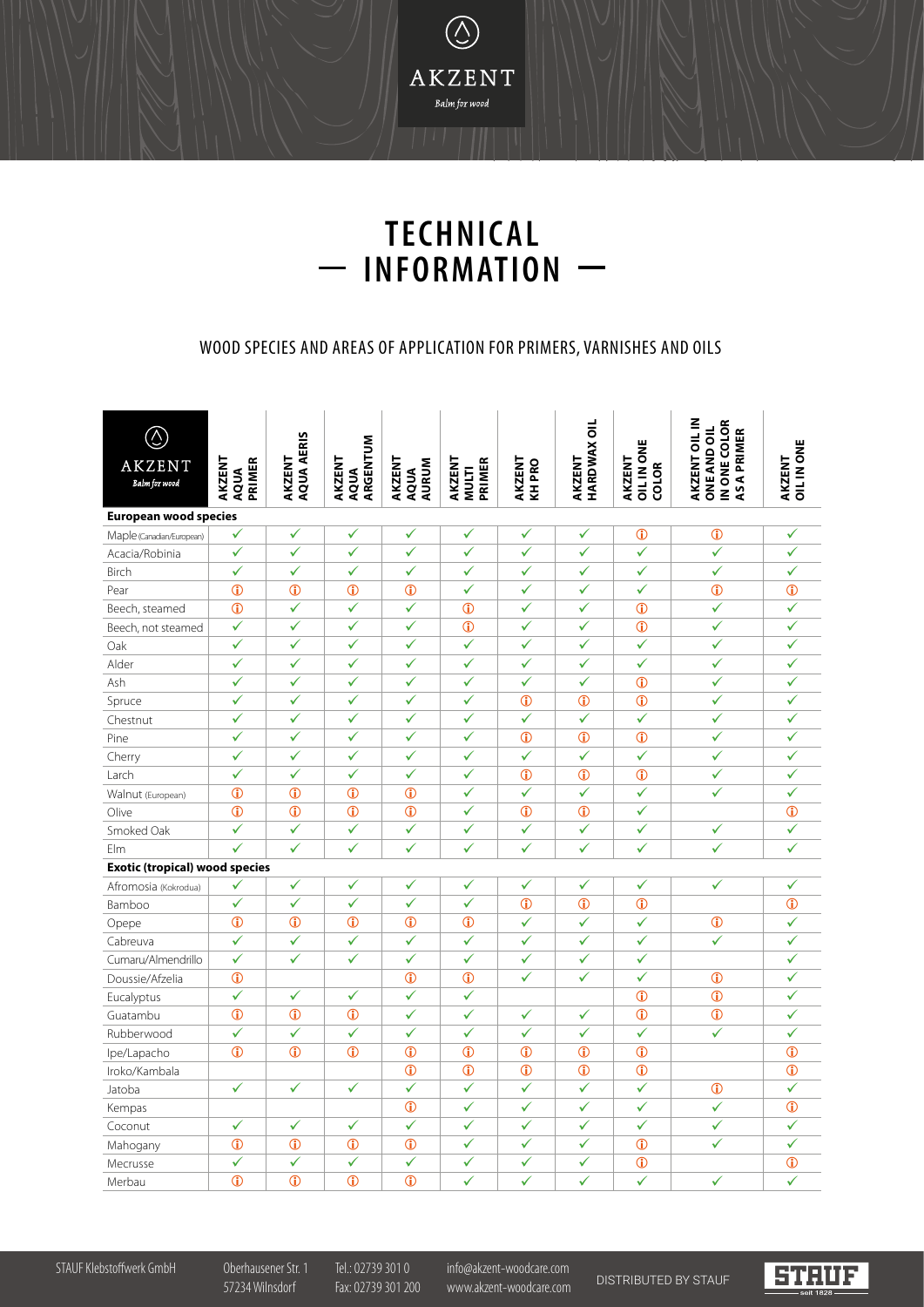# TECHNICAL — INFORMATION —

## WOOD SPECIES AND AREAS OF APPLICATION FOR PRIMERS, VARNISHES AND OILS

| AKZENT *Balm for wood* | AKZENT AQUA PRIMER | AKZENT AQUA AERIS | AKZENT AQUA ARGENTUM | AKZENT AQUA AURUM | AKZENT MULTI PRIMER | AKZENT KH PRO | AKZENT HARDWAX OIL | AKZENT OIL IN ONE COLOR | AKZENT OIL IN ONE AND OIL IN ONE COLOR AS A PRIMER | AKZENT OIL IN ONE |
|---|---|---|---|---|---|---|---|---|---|---|
| **European wood species** | | | | | | | | | | |
| Maple (Canadian/European) | ✓ | ✓ | ✓ | ✓ | ✓ | ✓ | ✓ | ⓘ | ⓘ | ✓ |
| Acacia/Robinia | ✓ | ✓ | ✓ | ✓ | ✓ | ✓ | ✓ | ✓ | ✓ | ✓ |
| Birch | ✓ | ✓ | ✓ | ✓ | ✓ | ✓ | ✓ | ✓ | ✓ | ✓ |
| Pear | ⓘ | ⓘ | ⓘ | ⓘ | ✓ | ✓ | ✓ | ✓ | ⓘ | ⓘ |
| Beech, steamed | ⓘ | ✓ | ✓ | ✓ | ⓘ | ✓ | ✓ | ⓘ | ✓ | ✓ |
| Beech, not steamed | ✓ | ✓ | ✓ | ✓ | ⓘ | ✓ | ✓ | ⓘ | ✓ | ✓ |
| Oak | ✓ | ✓ | ✓ | ✓ | ✓ | ✓ | ✓ | ✓ | ✓ | ✓ |
| Alder | ✓ | ✓ | ✓ | ✓ | ✓ | ✓ | ✓ | ✓ | ✓ | ✓ |
| Ash | ✓ | ✓ | ✓ | ✓ | ✓ | ✓ | ✓ | ⓘ | ✓ | ✓ |
| Spruce | ✓ | ✓ | ✓ | ✓ | ✓ | ⓘ | ⓘ | ⓘ | ✓ | ✓ |
| Chestnut | ✓ | ✓ | ✓ | ✓ | ✓ | ✓ | ✓ | ✓ | ✓ | ✓ |
| Pine | ✓ | ✓ | ✓ | ✓ | ✓ | ⓘ | ⓘ | ⓘ | ✓ | ✓ |
| Cherry | ✓ | ✓ | ✓ | ✓ | ✓ | ✓ | ✓ | ✓ | ✓ | ✓ |
| Larch | ✓ | ✓ | ✓ | ✓ | ✓ | ⓘ | ⓘ | ⓘ | ✓ | ✓ |
| Walnut (European) | ⓘ | ⓘ | ⓘ | ⓘ | ✓ | ✓ | ✓ | ✓ | ✓ | ✓ |
| Olive | ⓘ | ⓘ | ⓘ | ⓘ | ✓ | ⓘ | ⓘ | ✓ | | ⓘ |
| Smoked Oak | ✓ | ✓ | ✓ | ✓ | ✓ | ✓ | ✓ | ✓ | ✓ | ✓ |
| Elm | ✓ | ✓ | ✓ | ✓ | ✓ | ✓ | ✓ | ✓ | ✓ | ✓ |
| **Exotic (tropical) wood species** | | | | | | | | | | |
| Afromosia (Kokrodua) | ✓ | ✓ | ✓ | ✓ | ✓ | ✓ | ✓ | ✓ | ✓ | ✓ |
| Bamboo | ✓ | ✓ | ✓ | ✓ | ✓ | ⓘ | ⓘ | ⓘ | | ⓘ |
| Opepe | ⓘ | ⓘ | ⓘ | ⓘ | ⓘ | ✓ | ✓ | ✓ | ⓘ | ✓ |
| Cabreuva | ✓ | ✓ | ✓ | ✓ | ✓ | ✓ | ✓ | ✓ | ✓ | ✓ |
| Cumaru/Almendrillo | ✓ | ✓ | ✓ | ✓ | ✓ | ✓ | ✓ | ✓ | | ✓ |
| Doussie/Afzelia | ⓘ | | | ⓘ | ⓘ | ✓ | ✓ | ✓ | ⓘ | ✓ |
| Eucalyptus | ✓ | ✓ | ✓ | ✓ | ✓ | | | ⓘ | ⓘ | ✓ |
| Guatambu | ⓘ | ⓘ | ⓘ | ✓ | ✓ | ✓ | ✓ | ⓘ | ⓘ | ✓ |
| Rubberwood | ✓ | ✓ | ✓ | ✓ | ✓ | ✓ | ✓ | ✓ | ✓ | ✓ |
| Ipe/Lapacho | ⓘ | ⓘ | ⓘ | ⓘ | ⓘ | ⓘ | ⓘ | ⓘ | | ⓘ |
| Iroko/Kambala | | | | ⓘ | ⓘ | ⓘ | ⓘ | ⓘ | | ⓘ |
| Jatoba | ✓ | ✓ | ✓ | ✓ | ✓ | ✓ | ✓ | ✓ | ⓘ | ✓ |
| Kempas | | | | ⓘ | ✓ | ✓ | ✓ | ✓ | ✓ | ⓘ |
| Coconut | ✓ | ✓ | ✓ | ✓ | ✓ | ✓ | ✓ | ✓ | ✓ | ✓ |
| Mahogany | ⓘ | ⓘ | ⓘ | ⓘ | ✓ | ✓ | ✓ | ⓘ | ✓ | ✓ |
| Mecrusse | ✓ | ✓ | ✓ | ✓ | ✓ | ✓ | ✓ | ⓘ | | ⓘ |
| Merbau | ⓘ | ⓘ | ⓘ | ⓘ | ✓ | ✓ | ✓ | ✓ | ✓ | ✓ |

STAUF Klebstoffwerk GmbH | Oberhausener Str. 1 57234 Wilnsdorf | Tel.: 02739 301 0 Fax: 02739 301 200 | info@akzent-woodcare.com www.akzent-woodcare.com | DISTRIBUTED BY STAUF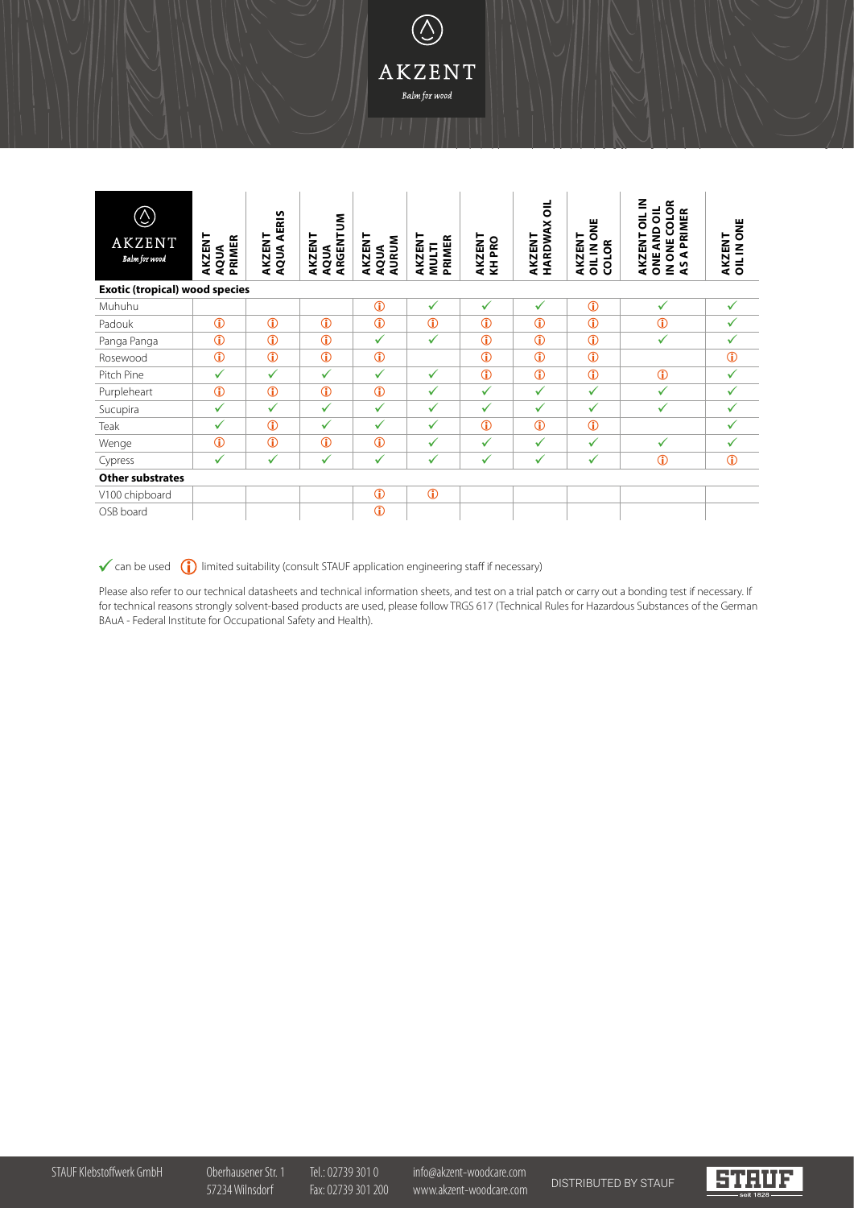| AKZENT Balm for wood | AKZENT AQUA PRIMER | AKZENT AQUA AERIS | AKZENT AQUA ARGENTUM | AKZENT AQUA AURUM | AKZENT MULTI PRIMER | AKZENT KH PRO | AKZENT HARDWAX OIL | AKZENT OIL IN ONE COLOR | AKZENT OIL IN ONE AND OIL IN ONE COLOR AS A PRIMER | AKZENT OIL IN ONE |
|---|---|---|---|---|---|---|---|---|---|---|
| **Exotic (tropical) wood species** | | | | | | | | | | |
| Muhuhu | | | | ⓘ | ✓ | ✓ | ✓ | ⓘ | ✓ | ✓ |
| Padouk | ⓘ | ⓘ | ⓘ | ⓘ | ⓘ | ⓘ | ⓘ | ⓘ | ⓘ | ✓ |
| Panga Panga | ⓘ | ⓘ | ⓘ | ✓ | ✓ | ⓘ | ⓘ | ⓘ | ✓ | ✓ |
| Rosewood | ⓘ | ⓘ | ⓘ | ⓘ | | ⓘ | ⓘ | ⓘ | | ⓘ |
| Pitch Pine | ✓ | ✓ | ✓ | ✓ | ✓ | ⓘ | ⓘ | ⓘ | ⓘ | ✓ |
| Purpleheart | ⓘ | ⓘ | ⓘ | ⓘ | ✓ | ✓ | ✓ | ✓ | ✓ | ✓ |
| Sucupira | ✓ | ✓ | ✓ | ✓ | ✓ | ✓ | ✓ | ✓ | ✓ | ✓ |
| Teak | ✓ | ⓘ | ✓ | ✓ | ✓ | ⓘ | ⓘ | ⓘ | | ✓ |
| Wenge | ⓘ | ⓘ | ⓘ | ⓘ | ✓ | ✓ | ✓ | ✓ | ✓ | ✓ |
| Cypress | ✓ | ✓ | ✓ | ✓ | ✓ | ✓ | ✓ | ✓ | ⓘ | ⓘ |
| **Other substrates** | | | | | | | | | | |
| V100 chipboard | | | | ⓘ | ⓘ | | | | | |
| OSB board | | | | ⓘ | | | | | | |

✓ can be used ⓘ limited suitability (consult STAUF application engineering staff if necessary)

Please also refer to our technical datasheets and technical information sheets, and test on a trial patch or carry out a bonding test if necessary. If for technical reasons strongly solvent-based products are used, please follow TRGS 617 (Technical Rules for Hazardous Substances of the German BAuA - Federal Institute for Occupational Safety and Health).